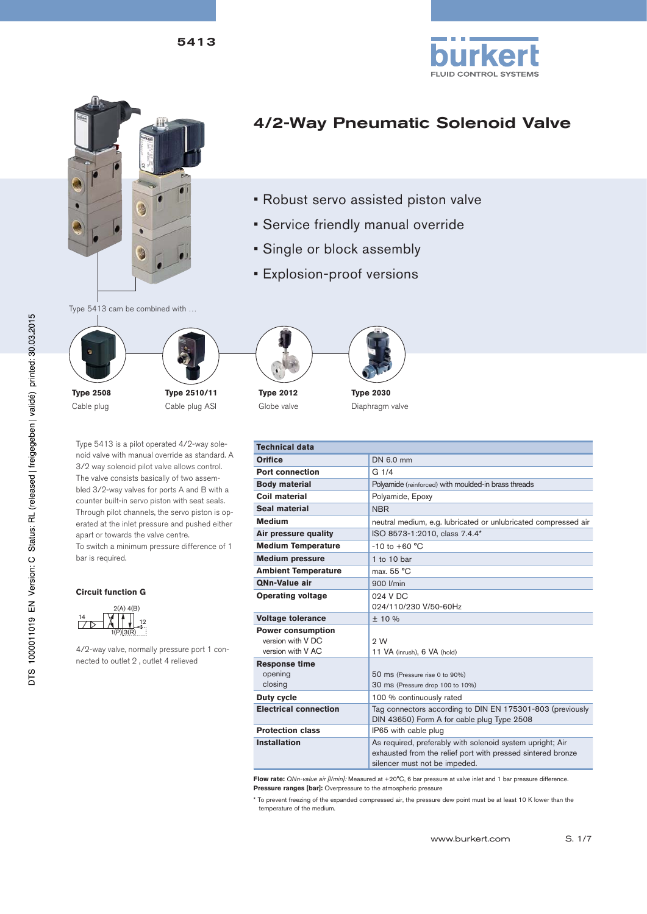# 4/2-Way Pneumatic Solenoid Valve

- Robust servo assisted piston valve
- Service friendly manual override
- Single or block assembly
- Explosion-proof versions

Type 5413 cam be combined with …

| **Type 2508** | **Type 2510/11** | **Type 2012** | **Type 2030** |
|---|---|---|---|
| Cable plug | Cable plug ASI | Globe valve | Diaphragm valve |

Type 5413 is a pilot operated 4/2-way solenoid valve with manual override as standard. A 3/2 way solenoid pilot valve allows control. The valve consists basically of two assembled 3/2-way valves for ports A and B with a counter built-in servo piston with seat seals. Through pilot channels, the servo piston is operated at the inlet pressure and pushed either apart or towards the valve centre.
To switch a minimum pressure difference of 1 bar is required.

### Circuit function G

2(A) 4(B)
14 12
1(P) 3(R)

4/2-way valve, normally pressure port 1 connected to outlet 2 , outlet 4 relieved

| Technical data | |
|---|---|
| **Orifice** | DN 6.0 mm |
| **Port connection** | G 1/4 |
| **Body material** | Polyamide (reinforced) with moulded-in brass threads |
| **Coil material** | Polyamide, Epoxy |
| **Seal material** | NBR |
| **Medium** | neutral medium, e.g. lubricated or unlubricated compressed air |
| **Air pressure quality** | ISO 8573-1:2010, class 7.4.4* |
| **Medium Temperature** | -10 to +60 °C |
| **Medium pressure** | 1 to 10 bar |
| **Ambient Temperature** | max. 55 °C |
| **QNn-Value air** | 900 l/min |
| **Operating voltage** | 024 V DC<br>024/110/230 V/50-60Hz |
| **Voltage tolerance** | ± 10 % |
| **Power consumption**<br>version with V DC<br>version with V AC | <br>2 W<br>11 VA (inrush), 6 VA (hold) |
| **Response time**<br>opening<br>closing | <br>50 ms (Pressure rise 0 to 90%)<br>30 ms (Pressure drop 100 to 10%) |
| **Duty cycle** | 100 % continuously rated |
| **Electrical connection** | Tag connectors according to DIN EN 175301-803 (previously DIN 43650) Form A for cable plug Type 2508 |
| **Protection class** | IP65 with cable plug |
| **Installation** | As required, preferably with solenoid system upright; Air exhausted from the relief port with pressed sintered bronze silencer must not be impeded. |

**Flow rate:** *QNn-value air [l/min]:* Measured at +20°C, 6 bar pressure at valve inlet and 1 bar pressure difference.
**Pressure ranges [bar]:** Overpressure to the atmospheric pressure

* To prevent freezing of the expanded compressed air, the pressure dew point must be at least 10 K lower than the temperature of the medium.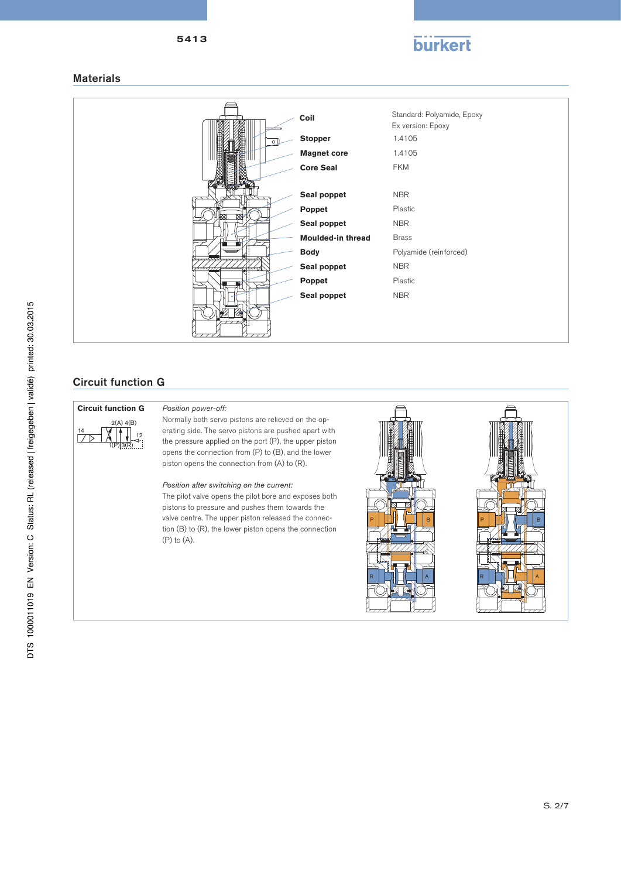## Materials

| Component | Material |
|---|---|
| **Coil** | Standard: Polyamide, Epoxy<br>Ex version: Epoxy |
| **Stopper** | 1.4105 |
| **Magnet core** | 1.4105 |
| **Core Seal** | FKM |
| **Seal poppet** | NBR |
| **Poppet** | Plastic |
| **Seal poppet** | NBR |
| **Moulded-in thread** | Brass |
| **Body** | Polyamide (reinforced) |
| **Seal poppet** | NBR |
| **Poppet** | Plastic |
| **Seal poppet** | NBR |

## Circuit function G

**Circuit function G**

2(A) 4(B)
14 12
1(P) 3(R)

*Position power-off:*

Normally both servo pistons are relieved on the operating side. The servo pistons are pushed apart with the pressure applied on the port (P), the upper piston opens the connection from (P) to (B), and the lower piston opens the connection from (A) to (R).

*Position after switching on the current:*

The pilot valve opens the pilot bore and exposes both pistons to pressure and pushes them towards the valve centre. The upper piston released the connection (B) to (R), the lower piston opens the connection (P) to (A).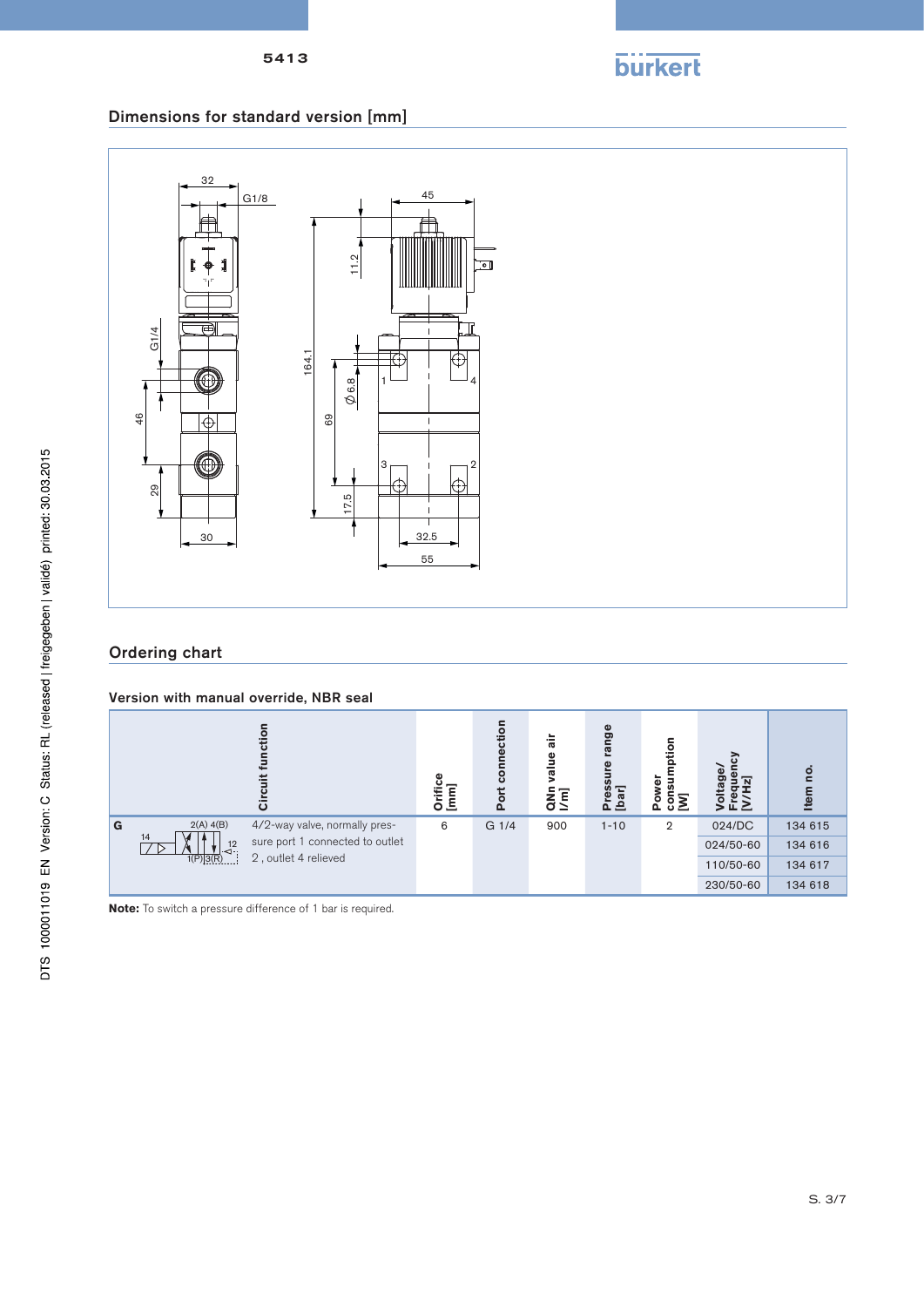## Dimensions for standard version [mm]

## Ordering chart

### Version with manual override, NBR seal

| Circuit function | | Orifice [mm] | Port connection | QNn value air l/m] | Pressure range [bar] | Power consumption [W] | Voltage/ Frequency [V/Hz] | Item no. |
|---|---|---|---|---|---|---|---|---|
| G | 4/2-way valve, normally pressure port 1 connected to outlet 2 , outlet 4 relieved | 6 | G 1/4 | 900 | 1-10 | 2 | 024/DC | 134 615 |
| | | | | | | | 024/50-60 | 134 616 |
| | | | | | | | 110/50-60 | 134 617 |
| | | | | | | | 230/50-60 | 134 618 |

**Note:** To switch a pressure difference of 1 bar is required.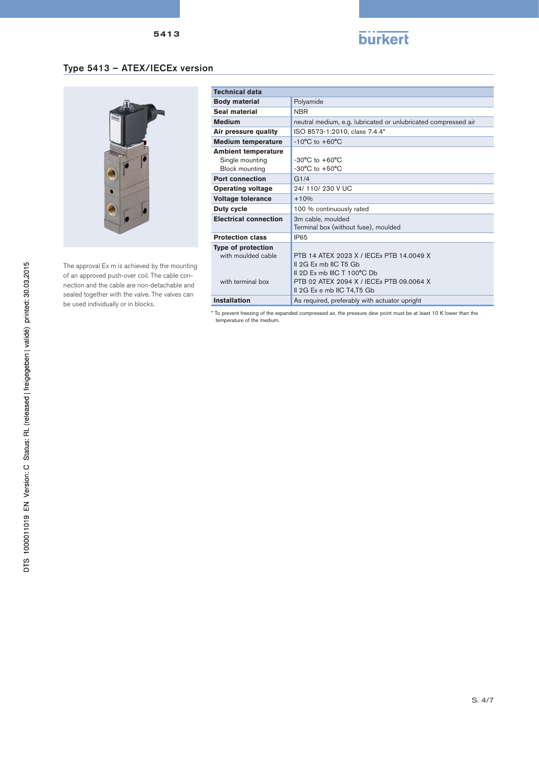## Type 5413 – ATEX/IECEx version

The approval Ex m is achieved by the mounting of an approved push-over coil. The cable connection and the cable are non-detachable and sealed together with the valve. The valves can be used individually or in blocks.

| Technical data | |
|---|---|
| **Body material** | Polyamide |
| **Seal material** | NBR |
| **Medium** | neutral medium, e.g. lubricated or unlubricated compressed air |
| **Air pressure quality** | ISO 8573-1:2010, class 7.4.4* |
| **Medium temperature** | -10°C to +60°C |
| **Ambient temperature**<br>Single mounting<br>Block mounting | <br>-30°C to +60°C<br>-30°C to +50°C |
| **Port connection** | G1/4 |
| **Operating voltage** | 24/ 110/ 230 V UC |
| **Voltage tolerance** | +10% |
| **Duty cycle** | 100 % continuously rated |
| **Electrical connection** | 3m cable, moulded<br>Terminal box (without fuse), moulded |
| **Protection class** | IP65 |
| **Type of protection**<br>with moulded cable<br><br><br>with terminal box | <br>PTB 14 ATEX 2023 X / IECEx PTB 14.0049 X<br>II 2G Ex mb IIC T5 Gb<br>II 2D Ex mb IIIC T 100°C Db<br>PTB 02 ATEX 2094 X / IECEx PTB 09.0064 X<br>II 2G Ex e mb IIC T4,T5 Gb |
| **Installation** | As required, preferably with actuator upright |

* To prevent freezing of the expanded compressed air, the pressure dew point must be at least 10 K lower than the temperature of the medium.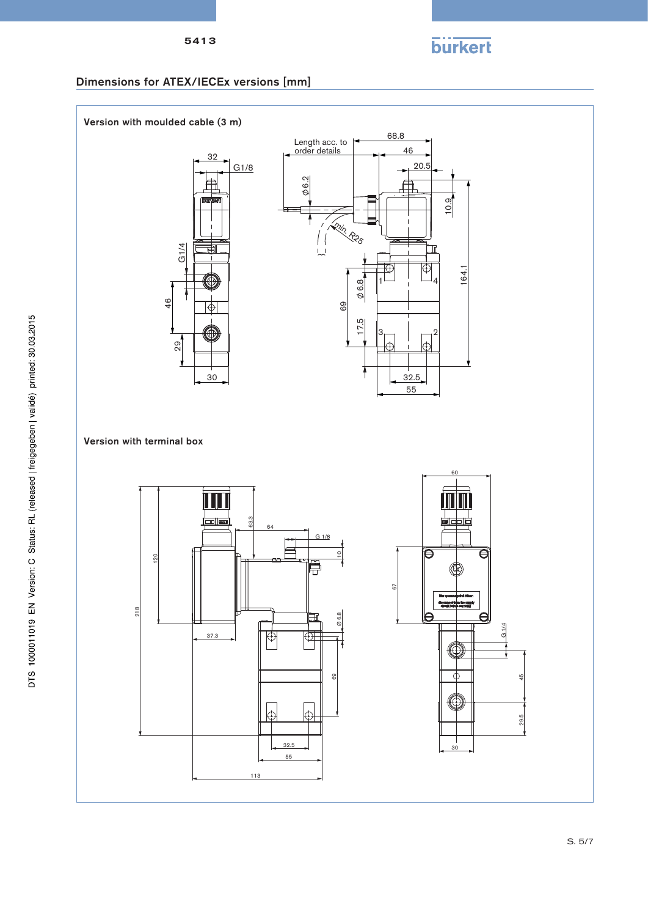## Dimensions for ATEX/IECEx versions [mm]

**Version with moulded cable (3 m)**

**Version with terminal box**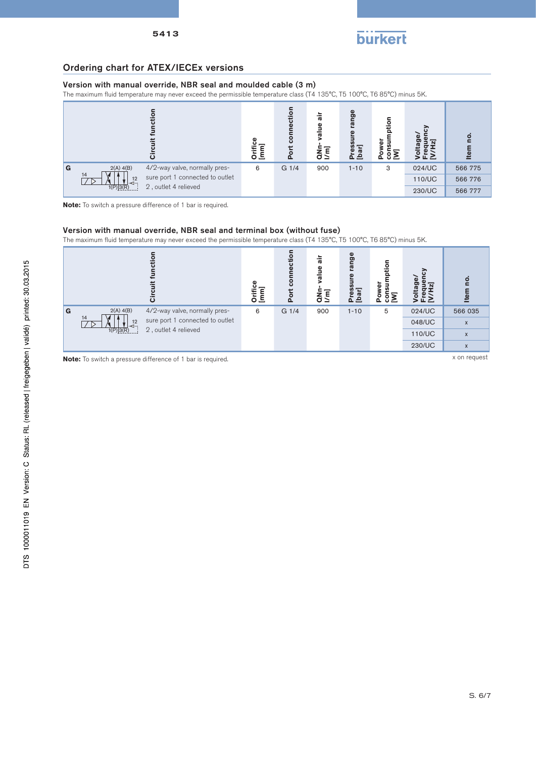## Ordering chart for ATEX/IECEx versions

### Version with manual override, NBR seal and moulded cable (3 m)

The maximum fluid temperature may never exceed the permissible temperature class (T4 135°C, T5 100°C, T6 85°C) minus 5K.

| | Circuit function | Orifice [mm] | Port connection | QNn- value air l/m] | Pressure range [bar] | Power consumption [W] | Voltage/ Frequency [V/Hz] | Item no. |
|---|---|---|---|---|---|---|---|---|
| G | 4/2-way valve, normally pressure port 1 connected to outlet 2 , outlet 4 relieved | 6 | G 1/4 | 900 | 1-10 | 3 | 024/UC | 566 775 |
| | | | | | | | 110/UC | 566 776 |
| | | | | | | | 230/UC | 566 777 |

**Note:** To switch a pressure difference of 1 bar is required.

### Version with manual override, NBR seal and terminal box (without fuse)

The maximum fluid temperature may never exceed the permissible temperature class (T4 135°C, T5 100°C, T6 85°C) minus 5K.

| | Circuit function | Orifice [mm] | Port connection | QNn- value air l/m] | Pressure range [bar] | Power consumption [W] | Voltage/ Frequency [V/Hz] | Item no. |
|---|---|---|---|---|---|---|---|---|
| G | 4/2-way valve, normally pressure port 1 connected to outlet 2 , outlet 4 relieved | 6 | G 1/4 | 900 | 1-10 | 5 | 024/UC | 566 035 |
| | | | | | | | 048/UC | x |
| | | | | | | | 110/UC | x |
| | | | | | | | 230/UC | x |

**Note:** To switch a pressure difference of 1 bar is required.

x on request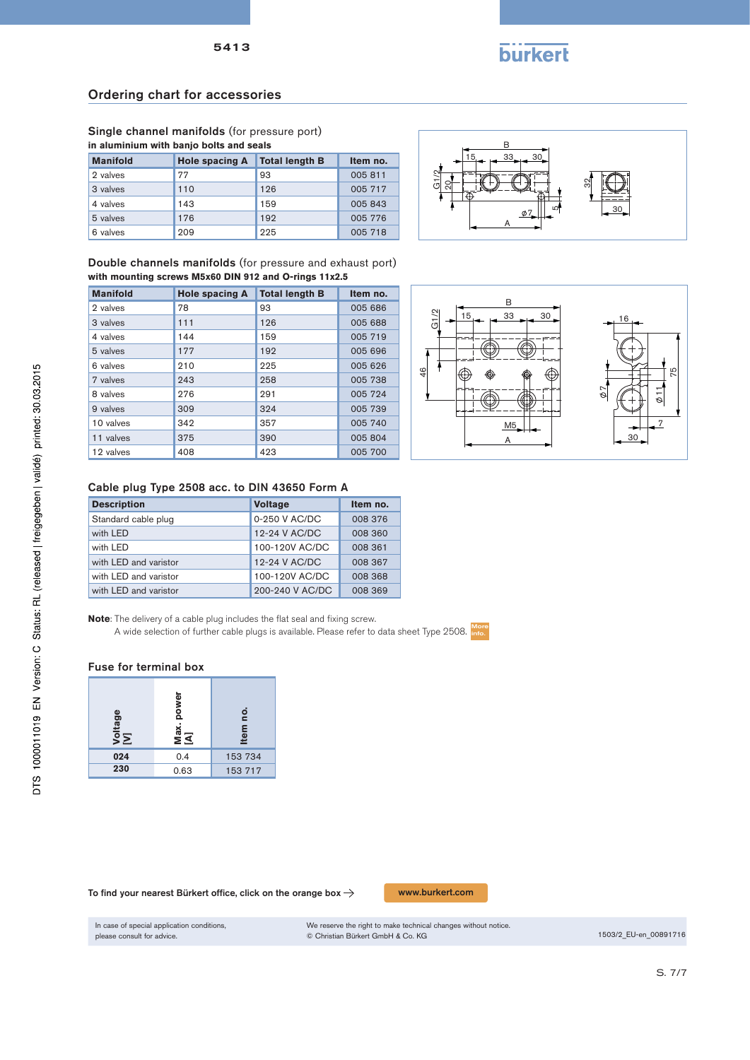## Ordering chart for accessories

### Single channel manifolds (for pressure port)

**in aluminium with banjo bolts and seals**

| Manifold | Hole spacing A | Total length B | Item no. |
|---|---|---|---|
| 2 valves | 77 | 93 | 005 811 |
| 3 valves | 110 | 126 | 005 717 |
| 4 valves | 143 | 159 | 005 843 |
| 5 valves | 176 | 192 | 005 776 |
| 6 valves | 209 | 225 | 005 718 |

B
15
33
30
G1/2
20
Ø7
5
A
32
30

### Double channels manifolds (for pressure and exhaust port)

**with mounting screws M5x60 DIN 912 and O-rings 11x2.5**

| Manifold | Hole spacing A | Total length B | Item no. |
|---|---|---|---|
| 2 valves | 78 | 93 | 005 686 |
| 3 valves | 111 | 126 | 005 688 |
| 4 valves | 144 | 159 | 005 719 |
| 5 valves | 177 | 192 | 005 696 |
| 6 valves | 210 | 225 | 005 626 |
| 7 valves | 243 | 258 | 005 738 |
| 8 valves | 276 | 291 | 005 724 |
| 9 valves | 309 | 324 | 005 739 |
| 10 valves | 342 | 357 | 005 740 |
| 11 valves | 375 | 390 | 005 804 |
| 12 valves | 408 | 423 | 005 700 |

B
G1/2
15
33
30
46
M5
A
16
75
Ø7
Ø11
7
30

### Cable plug Type 2508 acc. to DIN 43650 Form A

| Description | Voltage | Item no. |
|---|---|---|
| Standard cable plug | 0-250 V AC/DC | 008 376 |
| with LED | 12-24 V AC/DC | 008 360 |
| with LED | 100-120V AC/DC | 008 361 |
| with LED and varistor | 12-24 V AC/DC | 008 367 |
| with LED and varistor | 100-120V AC/DC | 008 368 |
| with LED and varistor | 200-240 V AC/DC | 008 369 |

**Note**: The delivery of a cable plug includes the flat seal and fixing screw.
A wide selection of further cable plugs is available. Please refer to data sheet Type 2508. More info.

### Fuse for terminal box

| Voltage [V] | Max. power [A] | Item no. |
|---|---|---|
| **024** | 0.4 | 153 734 |
| **230** | 0.63 | 153 717 |

To find your nearest Bürkert office, click on the orange box → www.burkert.com

In case of special application conditions, please consult for advice.

We reserve the right to make technical changes without notice.
© Christian Bürkert GmbH & Co. KG

1503/2_EU-en_00891716